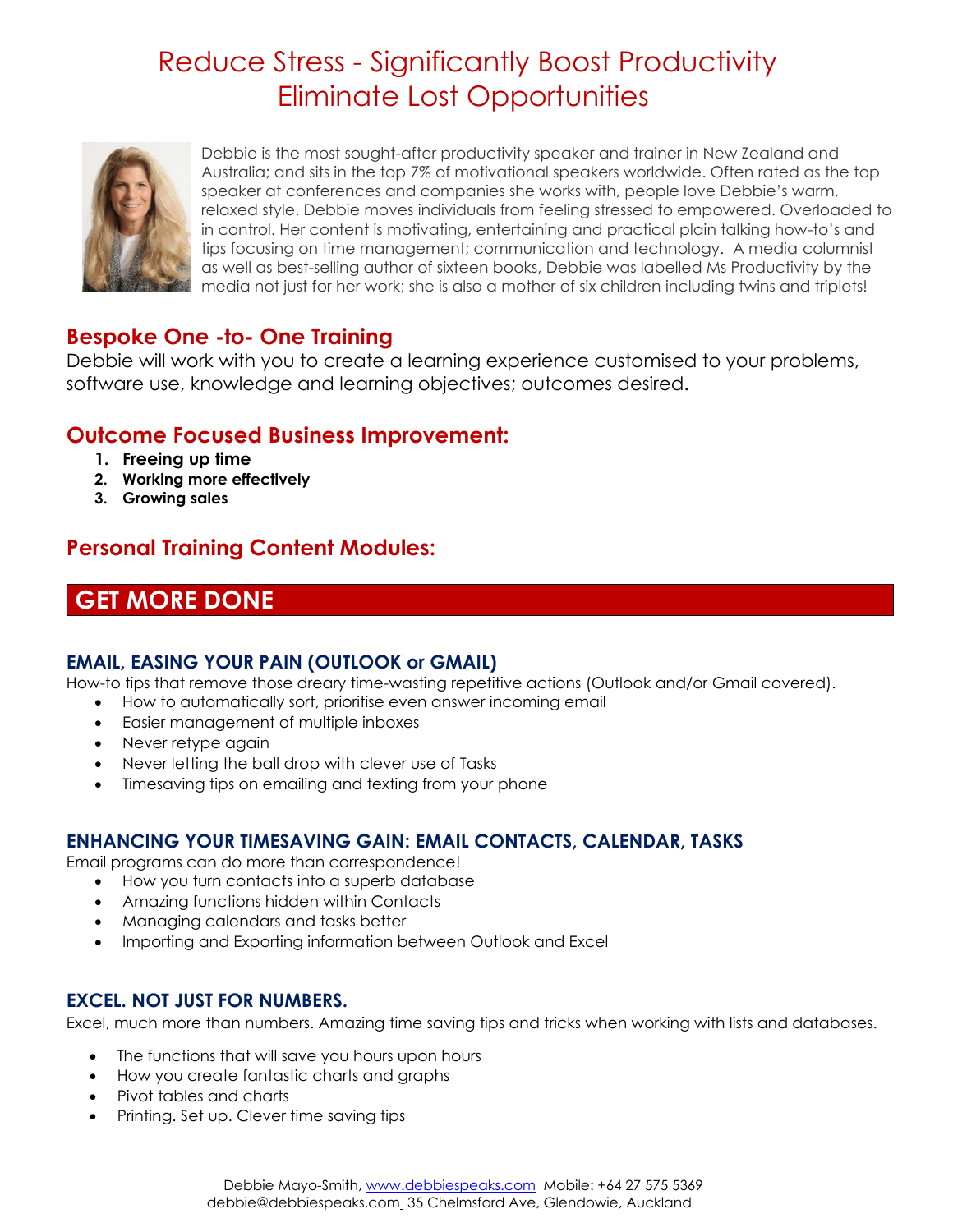# Reduce Stress - Significantly Boost Productivity
# Eliminate Lost Opportunities

Debbie is the most sought-after productivity speaker and trainer in New Zealand and Australia; and sits in the top 7% of motivational speakers worldwide. Often rated as the top speaker at conferences and companies she works with, people love Debbie's warm, relaxed style. Debbie moves individuals from feeling stressed to empowered. Overloaded to in control. Her content is motivating, entertaining and practical plain talking how-to's and tips focusing on time management; communication and technology. A media columnist as well as best-selling author of sixteen books, Debbie was labelled Ms Productivity by the media not just for her work; she is also a mother of six children including twins and triplets!

## Bespoke One -to- One Training

Debbie will work with you to create a learning experience customised to your problems, software use, knowledge and learning objectives; outcomes desired.

## Outcome Focused Business Improvement:

1. **Freeing up time**
2. **Working more effectively**
3. **Growing sales**

## Personal Training Content Modules:

## GET MORE DONE

### EMAIL, EASING YOUR PAIN (OUTLOOK or GMAIL)

How-to tips that remove those dreary time-wasting repetitive actions (Outlook and/or Gmail covered).

- How to automatically sort, prioritise even answer incoming email
- Easier management of multiple inboxes
- Never retype again
- Never letting the ball drop with clever use of Tasks
- Timesaving tips on emailing and texting from your phone

### ENHANCING YOUR TIMESAVING GAIN: EMAIL CONTACTS, CALENDAR, TASKS

Email programs can do more than correspondence!

- How you turn contacts into a superb database
- Amazing functions hidden within Contacts
- Managing calendars and tasks better
- Importing and Exporting information between Outlook and Excel

### EXCEL. NOT JUST FOR NUMBERS.

Excel, much more than numbers. Amazing time saving tips and tricks when working with lists and databases.

- The functions that will save you hours upon hours
- How you create fantastic charts and graphs
- Pivot tables and charts
- Printing. Set up. Clever time saving tips

Debbie Mayo-Smith, www.debbiespeaks.com Mobile: +64 27 575 5369
debbie@debbiespeaks.com 35 Chelmsford Ave, Glendowie, Auckland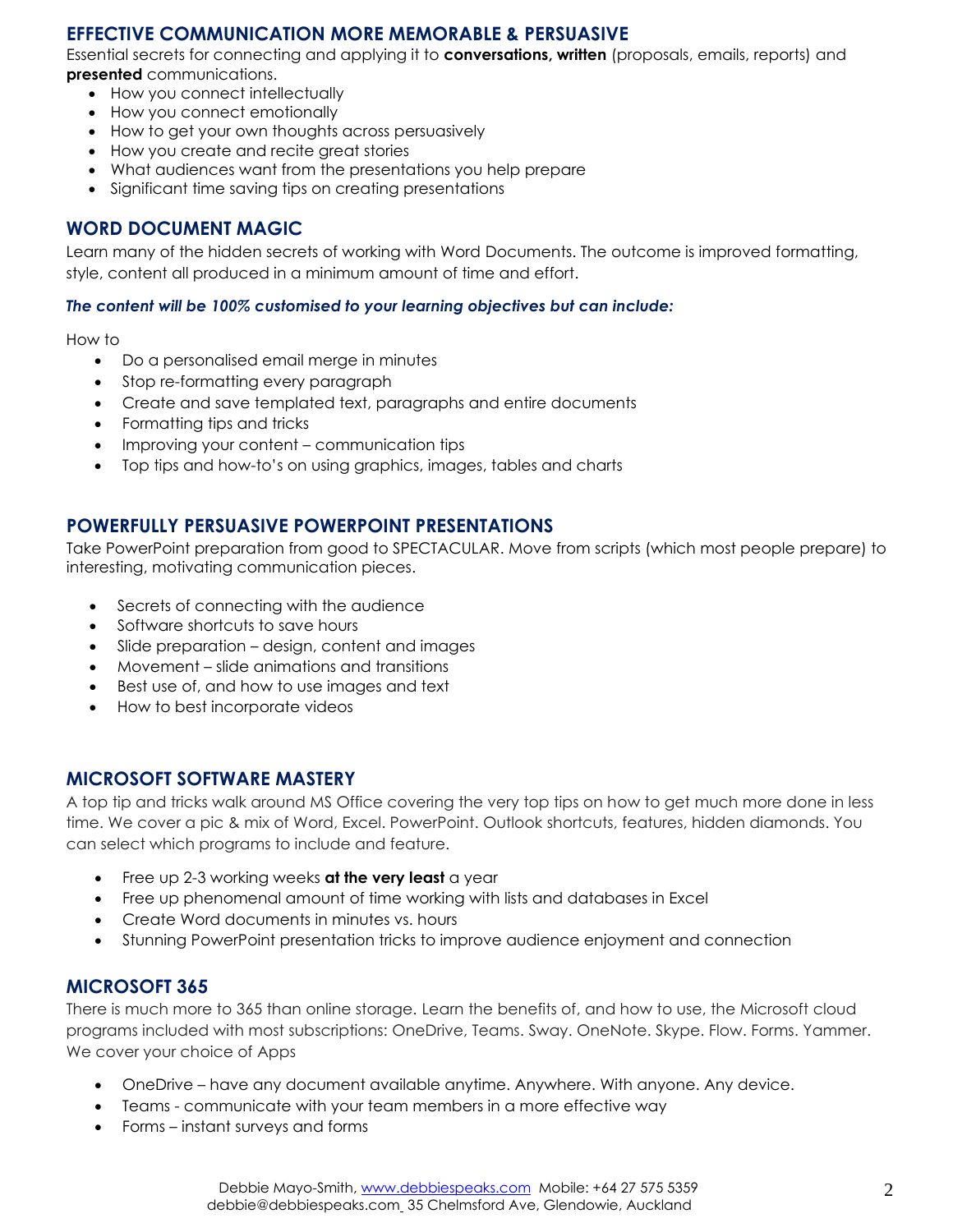## EFFECTIVE COMMUNICATION MORE MEMORABLE & PERSUASIVE

Essential secrets for connecting and applying it to **conversations, written** (proposals, emails, reports) and **presented** communications.

- How you connect intellectually
- How you connect emotionally
- How to get your own thoughts across persuasively
- How you create and recite great stories
- What audiences want from the presentations you help prepare
- Significant time saving tips on creating presentations

## WORD DOCUMENT MAGIC

Learn many of the hidden secrets of working with Word Documents. The outcome is improved formatting, style, content all produced in a minimum amount of time and effort.

***The content will be 100% customised to your learning objectives but can include:***

How to

- Do a personalised email merge in minutes
- Stop re-formatting every paragraph
- Create and save templated text, paragraphs and entire documents
- Formatting tips and tricks
- Improving your content – communication tips
- Top tips and how-to's on using graphics, images, tables and charts

## POWERFULLY PERSUASIVE POWERPOINT PRESENTATIONS

Take PowerPoint preparation from good to SPECTACULAR. Move from scripts (which most people prepare) to interesting, motivating communication pieces.

- Secrets of connecting with the audience
- Software shortcuts to save hours
- Slide preparation – design, content and images
- Movement – slide animations and transitions
- Best use of, and how to use images and text
- How to best incorporate videos

## MICROSOFT SOFTWARE MASTERY

A top tip and tricks walk around MS Office covering the very top tips on how to get much more done in less time. We cover a pic & mix of Word, Excel. PowerPoint. Outlook shortcuts, features, hidden diamonds. You can select which programs to include and feature.

- Free up 2-3 working weeks **at the very least** a year
- Free up phenomenal amount of time working with lists and databases in Excel
- Create Word documents in minutes vs. hours
- Stunning PowerPoint presentation tricks to improve audience enjoyment and connection

## MICROSOFT 365

There is much more to 365 than online storage. Learn the benefits of, and how to use, the Microsoft cloud programs included with most subscriptions: OneDrive, Teams. Sway. OneNote. Skype. Flow. Forms. Yammer. We cover your choice of Apps

- OneDrive – have any document available anytime. Anywhere. With anyone. Any device.
- Teams - communicate with your team members in a more effective way
- Forms – instant surveys and forms

Debbie Mayo-Smith, www.debbiespeaks.com Mobile: +64 27 575 5359
debbie@debbiespeaks.com 35 Chelmsford Ave, Glendowie, Auckland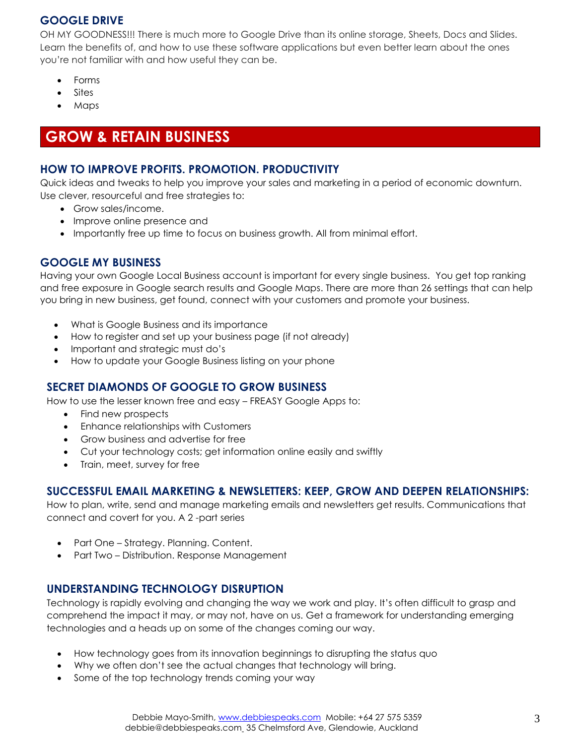### GOOGLE DRIVE

OH MY GOODNESS!!! There is much more to Google Drive than its online storage, Sheets, Docs and Slides. Learn the benefits of, and how to use these software applications but even better learn about the ones you're not familiar with and how useful they can be.

- Forms
- Sites
- Maps

## GROW & RETAIN BUSINESS

### HOW TO IMPROVE PROFITS. PROMOTION. PRODUCTIVITY

Quick ideas and tweaks to help you improve your sales and marketing in a period of economic downturn. Use clever, resourceful and free strategies to:

- Grow sales/income.
- Improve online presence and
- Importantly free up time to focus on business growth. All from minimal effort.

### GOOGLE MY BUSINESS

Having your own Google Local Business account is important for every single business. You get top ranking and free exposure in Google search results and Google Maps. There are more than 26 settings that can help you bring in new business, get found, connect with your customers and promote your business.

- What is Google Business and its importance
- How to register and set up your business page (if not already)
- Important and strategic must do's
- How to update your Google Business listing on your phone

### SECRET DIAMONDS OF GOOGLE TO GROW BUSINESS

How to use the lesser known free and easy – FREASY Google Apps to:

- Find new prospects
- Enhance relationships with Customers
- Grow business and advertise for free
- Cut your technology costs; get information online easily and swiftly
- Train, meet, survey for free

### SUCCESSFUL EMAIL MARKETING & NEWSLETTERS: KEEP, GROW AND DEEPEN RELATIONSHIPS:

How to plan, write, send and manage marketing emails and newsletters get results. Communications that connect and covert for you. A 2 -part series

- Part One – Strategy. Planning. Content.
- Part Two – Distribution. Response Management

### UNDERSTANDING TECHNOLOGY DISRUPTION

Technology is rapidly evolving and changing the way we work and play. It's often difficult to grasp and comprehend the impact it may, or may not, have on us. Get a framework for understanding emerging technologies and a heads up on some of the changes coming our way.

- How technology goes from its innovation beginnings to disrupting the status quo
- Why we often don't see the actual changes that technology will bring.
- Some of the top technology trends coming your way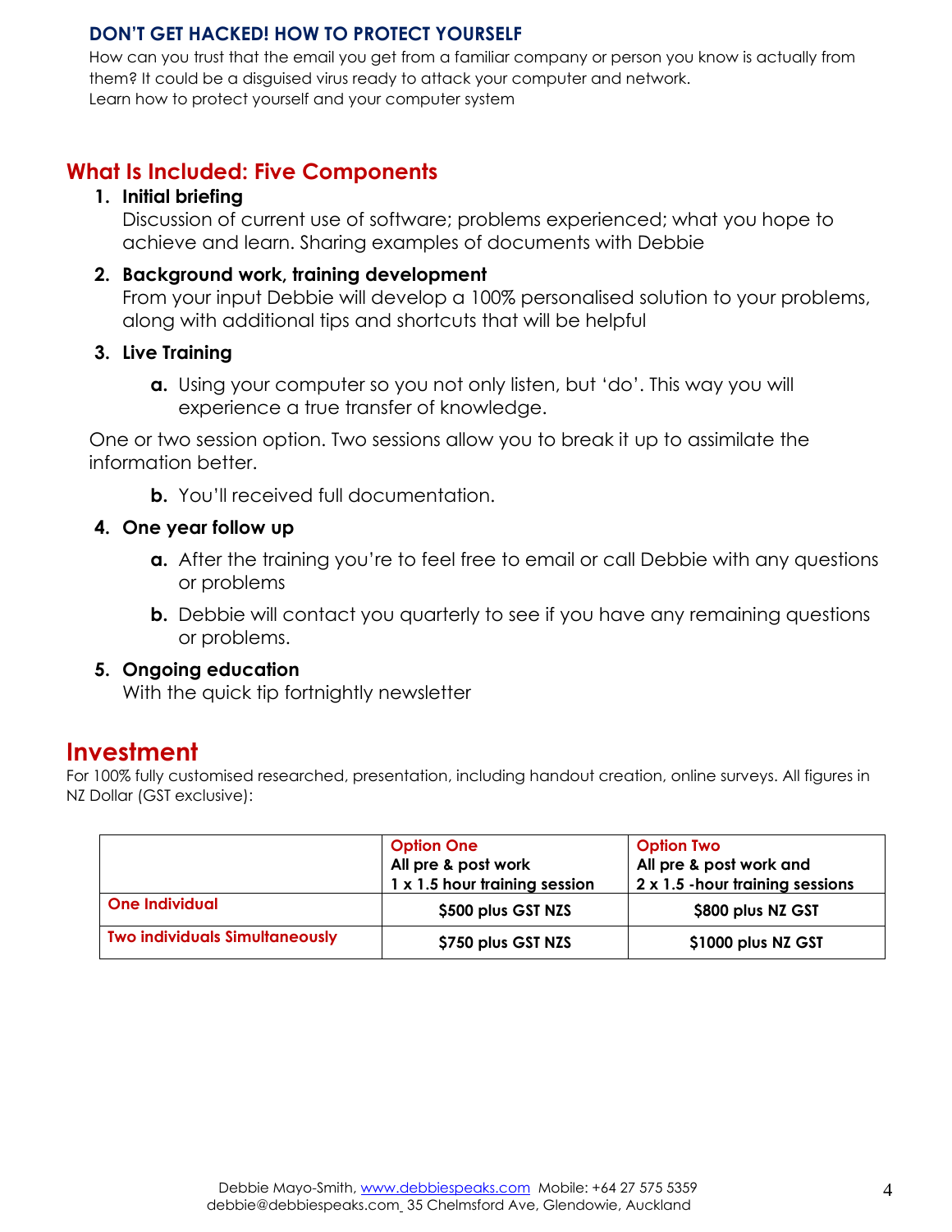### DON'T GET HACKED! HOW TO PROTECT YOURSELF

How can you trust that the email you get from a familiar company or person you know is actually from them? It could be a disguised virus ready to attack your computer and network.
Learn how to protect yourself and your computer system

## What Is Included: Five Components

1. **Initial briefing**
   Discussion of current use of software; problems experienced; what you hope to achieve and learn. Sharing examples of documents with Debbie
2. **Background work, training development**
   From your input Debbie will develop a 100% personalised solution to your problems, along with additional tips and shortcuts that will be helpful
3. **Live Training**
   a. Using your computer so you not only listen, but 'do'. This way you will experience a true transfer of knowledge.

   One or two session option. Two sessions allow you to break it up to assimilate the information better.

   b. You'll received full documentation.
4. **One year follow up**
   a. After the training you're to feel free to email or call Debbie with any questions or problems
   b. Debbie will contact you quarterly to see if you have any remaining questions or problems.
5. **Ongoing education**
   With the quick tip fortnightly newsletter

## Investment

For 100% fully customised researched, presentation, including handout creation, online surveys. All figures in NZ Dollar (GST exclusive):

| | **Option One**<br>**All pre & post work**<br>**1 x 1.5 hour training session** | **Option Two**<br>**All pre & post work and**<br>**2 x 1.5 -hour training sessions** |
|---|---|---|
| **One Individual** | **$500 plus GST NZS** | **$800 plus NZ GST** |
| **Two individuals Simultaneously** | **$750 plus GST NZS** | **$1000 plus NZ GST** |

Debbie Mayo-Smith, www.debbiespeaks.com Mobile: +64 27 575 5359
debbie@debbiespeaks.com 35 Chelmsford Ave, Glendowie, Auckland